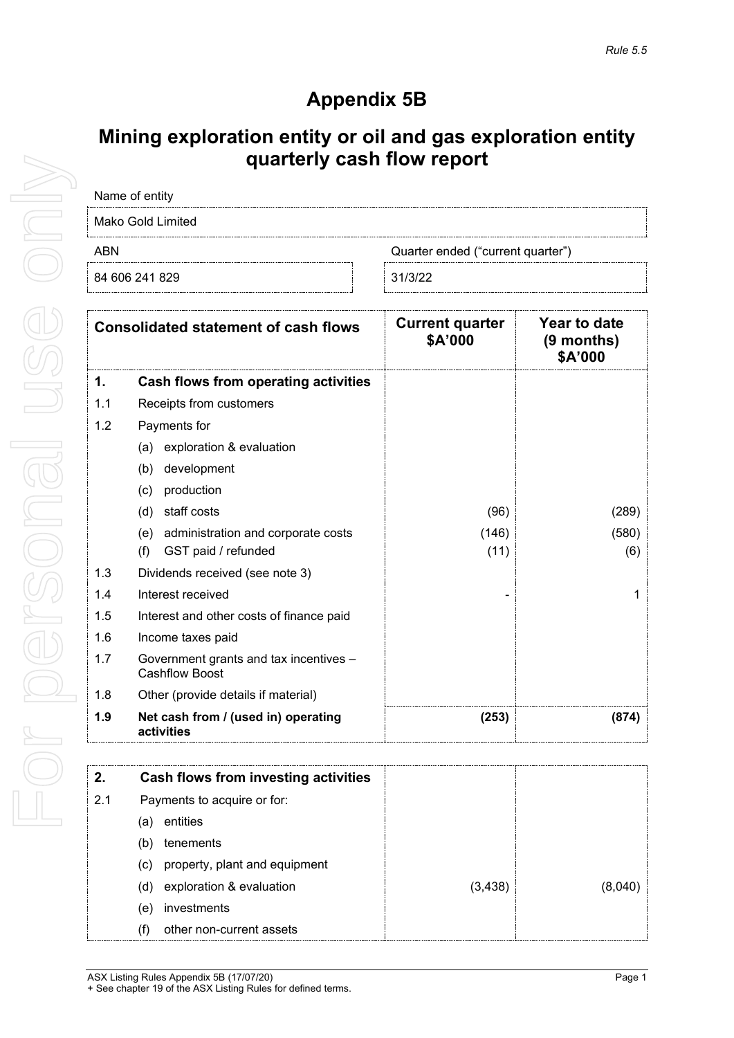*Rule 5.5*

# Appendix 5B

## Mining exploration entity or oil and gas exploration entity quarterly cash flow report

| Name of entity | |
|---|---|
| Mako Gold Limited | |
| **ABN** | **Quarter ended ("current quarter")** |
| 84 606 241 829 | 31/3/22 |

| | Consolidated statement of cash flows | Current quarter $A'000 | Year to date (9 months) $A'000 |
|---|---|---|---|
| **1.** | **Cash flows from operating activities** | | |
| 1.1 | Receipts from customers | | |
| 1.2 | Payments for | | |
| | (a) exploration & evaluation | | |
| | (b) development | | |
| | (c) production | | |
| | (d) staff costs | (96) | (289) |
| | (e) administration and corporate costs | (146) | (580) |
| | (f) GST paid / refunded | (11) | (6) |
| 1.3 | Dividends received (see note 3) | | |
| 1.4 | Interest received | - | 1 |
| 1.5 | Interest and other costs of finance paid | | |
| 1.6 | Income taxes paid | | |
| 1.7 | Government grants and tax incentives – Cashflow Boost | | |
| 1.8 | Other (provide details if material) | | |
| **1.9** | **Net cash from / (used in) operating activities** | **(253)** | **(874)** |

| | | | |
|---|---|---|---|
| **2.** | **Cash flows from investing activities** | | |
| 2.1 | Payments to acquire or for: | | |
| | (a) entities | | |
| | (b) tenements | | |
| | (c) property, plant and equipment | | |
| | (d) exploration & evaluation | (3,438) | (8,040) |
| | (e) investments | | |
| | (f) other non-current assets | | |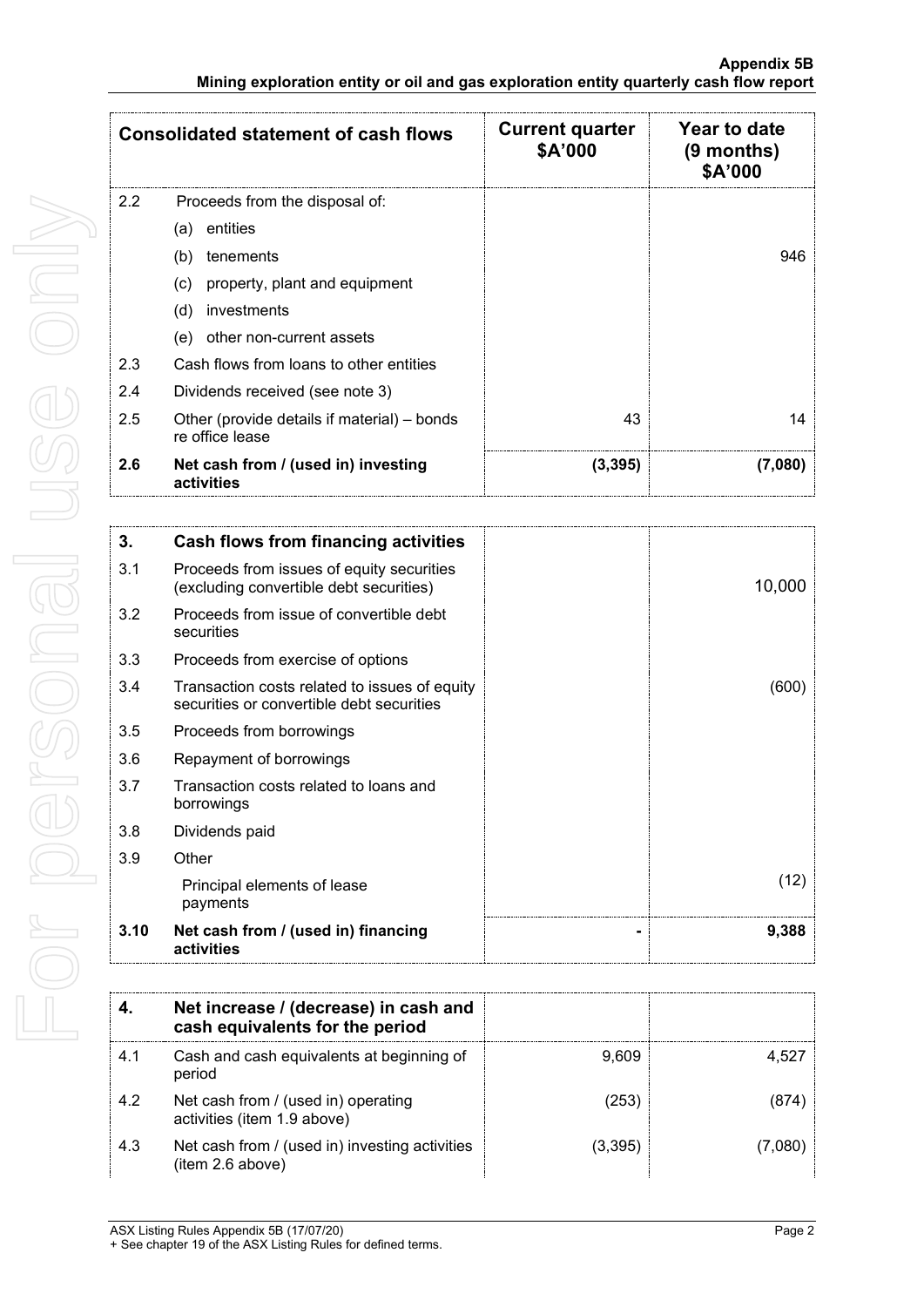| Consolidated statement of cash flows | | Current quarter $A'000 | Year to date (9 months) $A'000 |
|---|---|---|---|
| 2.2 | Proceeds from the disposal of: | | |
| | (a) entities | | |
| | (b) tenements | | 946 |
| | (c) property, plant and equipment | | |
| | (d) investments | | |
| | (e) other non-current assets | | |
| 2.3 | Cash flows from loans to other entities | | |
| 2.4 | Dividends received (see note 3) | | |
| 2.5 | Other (provide details if material) – bonds re office lease | 43 | 14 |
| **2.6** | **Net cash from / (used in) investing activities** | **(3,395)** | **(7,080)** |

| 3. | Cash flows from financing activities | | |
|---|---|---|---|
| 3.1 | Proceeds from issues of equity securities (excluding convertible debt securities) | | 10,000 |
| 3.2 | Proceeds from issue of convertible debt securities | | |
| 3.3 | Proceeds from exercise of options | | |
| 3.4 | Transaction costs related to issues of equity securities or convertible debt securities | | (600) |
| 3.5 | Proceeds from borrowings | | |
| 3.6 | Repayment of borrowings | | |
| 3.7 | Transaction costs related to loans and borrowings | | |
| 3.8 | Dividends paid | | |
| 3.9 | Other | | |
| | Principal elements of lease payments | | (12) |
| **3.10** | **Net cash from / (used in) financing activities** | **-** | **9,388** |

| 4. | Net increase / (decrease) in cash and cash equivalents for the period | | |
|---|---|---|---|
| 4.1 | Cash and cash equivalents at beginning of period | 9,609 | 4,527 |
| 4.2 | Net cash from / (used in) operating activities (item 1.9 above) | (253) | (874) |
| 4.3 | Net cash from / (used in) investing activities (item 2.6 above) | (3,395) | (7,080) |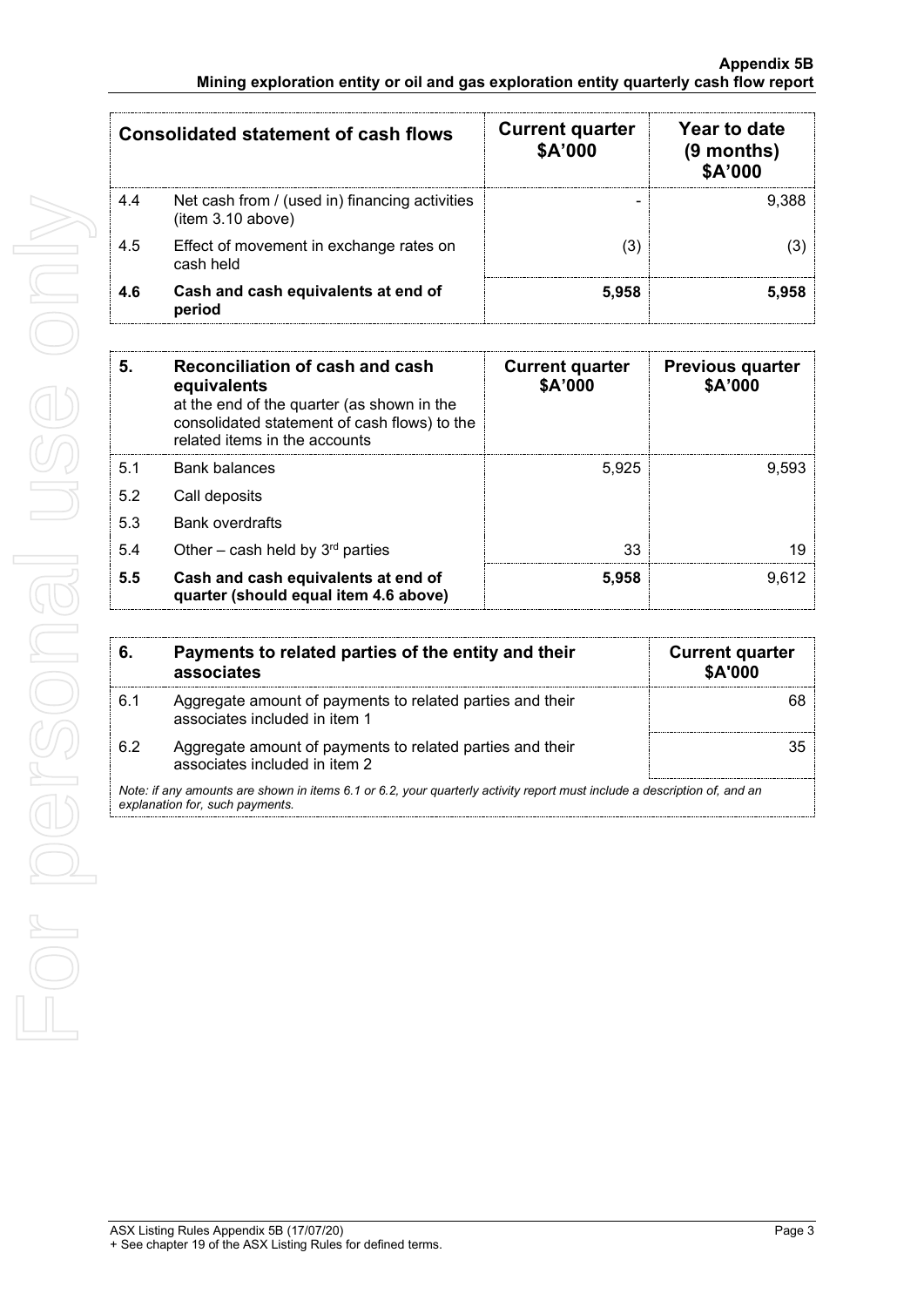| Consolidated statement of cash flows | | Current quarter $A'000 | Year to date (9 months) $A'000 |
|---|---|---|---|
| 4.4 | Net cash from / (used in) financing activities (item 3.10 above) | - | 9,388 |
| 4.5 | Effect of movement in exchange rates on cash held | (3) | (3) |
| **4.6** | **Cash and cash equivalents at end of period** | **5,958** | **5,958** |

| **5.** | **Reconciliation of cash and cash equivalents** at the end of the quarter (as shown in the consolidated statement of cash flows) to the related items in the accounts | **Current quarter $A'000** | **Previous quarter $A'000** |
|---|---|---|---|
| 5.1 | Bank balances | 5,925 | 9,593 |
| 5.2 | Call deposits | | |
| 5.3 | Bank overdrafts | | |
| 5.4 | Other – cash held by 3rd parties | 33 | 19 |
| **5.5** | **Cash and cash equivalents at end of quarter (should equal item 4.6 above)** | **5,958** | 9,612 |

| **6.** | **Payments to related parties of the entity and their associates** | **Current quarter $A'000** |
|---|---|---|
| 6.1 | Aggregate amount of payments to related parties and their associates included in item 1 | 68 |
| 6.2 | Aggregate amount of payments to related parties and their associates included in item 2 | 35 |

*Note: if any amounts are shown in items 6.1 or 6.2, your quarterly activity report must include a description of, and an explanation for, such payments.*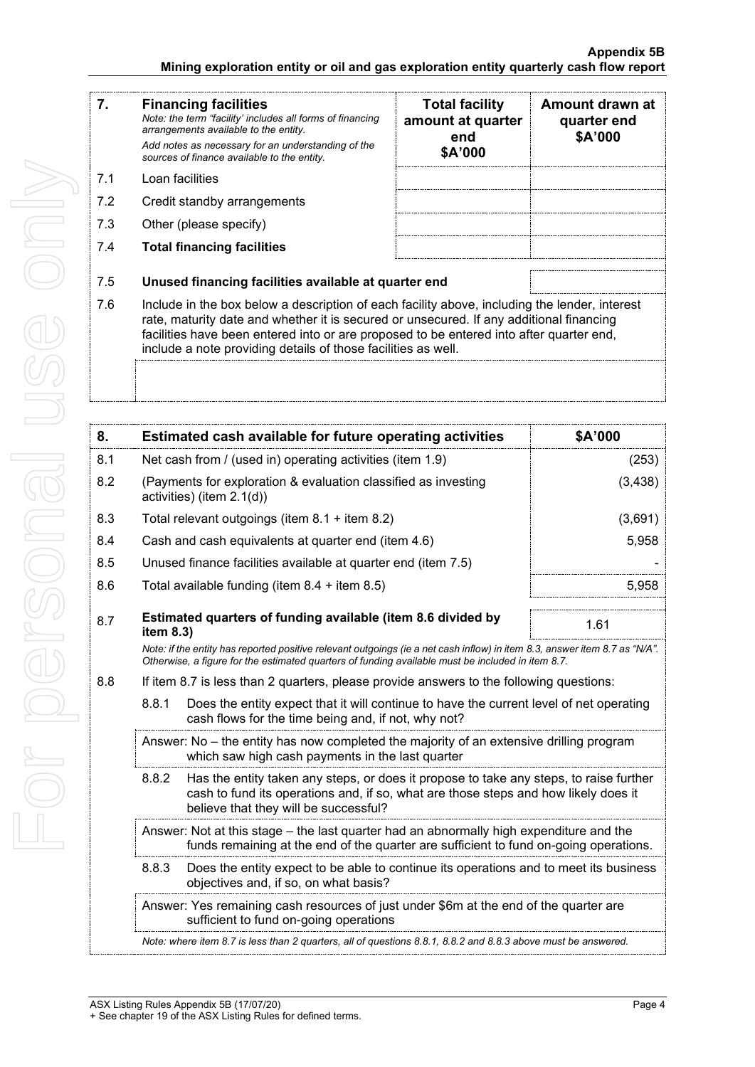| 7. | **Financing facilities** *Note: the term "facility' includes all forms of financing arrangements available to the entity.* *Add notes as necessary for an understanding of the sources of finance available to the entity.* | **Total facility amount at quarter end \$A'000** | **Amount drawn at quarter end \$A'000** |
|---|---|---|---|
| 7.1 | Loan facilities | | |
| 7.2 | Credit standby arrangements | | |
| 7.3 | Other (please specify) | | |
| 7.4 | **Total financing facilities** | | |

| | | |
|---|---|---|
| 7.5 | **Unused financing facilities available at quarter end** | |

7.6 Include in the box below a description of each facility above, including the lender, interest rate, maturity date and whether it is secured or unsecured. If any additional financing facilities have been entered into or are proposed to be entered into after quarter end, include a note providing details of those facilities as well.

| 8. | **Estimated cash available for future operating activities** | **\$A'000** |
|---|---|---|
| 8.1 | Net cash from / (used in) operating activities (item 1.9) | (253) |
| 8.2 | (Payments for exploration & evaluation classified as investing activities) (item 2.1(d)) | (3,438) |
| 8.3 | Total relevant outgoings (item 8.1 + item 8.2) | (3,691) |
| 8.4 | Cash and cash equivalents at quarter end (item 4.6) | 5,958 |
| 8.5 | Unused finance facilities available at quarter end (item 7.5) | - |
| 8.6 | Total available funding (item 8.4 + item 8.5) | 5,958 |
| 8.7 | **Estimated quarters of funding available (item 8.6 divided by item 8.3)** | 1.61 |

*Note: if the entity has reported positive relevant outgoings (ie a net cash inflow) in item 8.3, answer item 8.7 as "N/A". Otherwise, a figure for the estimated quarters of funding available must be included in item 8.7.*

8.8 If item 8.7 is less than 2 quarters, please provide answers to the following questions:

8.8.1 Does the entity expect that it will continue to have the current level of net operating cash flows for the time being and, if not, why not?

Answer: No – the entity has now completed the majority of an extensive drilling program which saw high cash payments in the last quarter

8.8.2 Has the entity taken any steps, or does it propose to take any steps, to raise further cash to fund its operations and, if so, what are those steps and how likely does it believe that they will be successful?

Answer: Not at this stage – the last quarter had an abnormally high expenditure and the funds remaining at the end of the quarter are sufficient to fund on-going operations.

8.8.3 Does the entity expect to be able to continue its operations and to meet its business objectives and, if so, on what basis?

Answer: Yes remaining cash resources of just under \$6m at the end of the quarter are sufficient to fund on-going operations

*Note: where item 8.7 is less than 2 quarters, all of questions 8.8.1, 8.8.2 and 8.8.3 above must be answered.*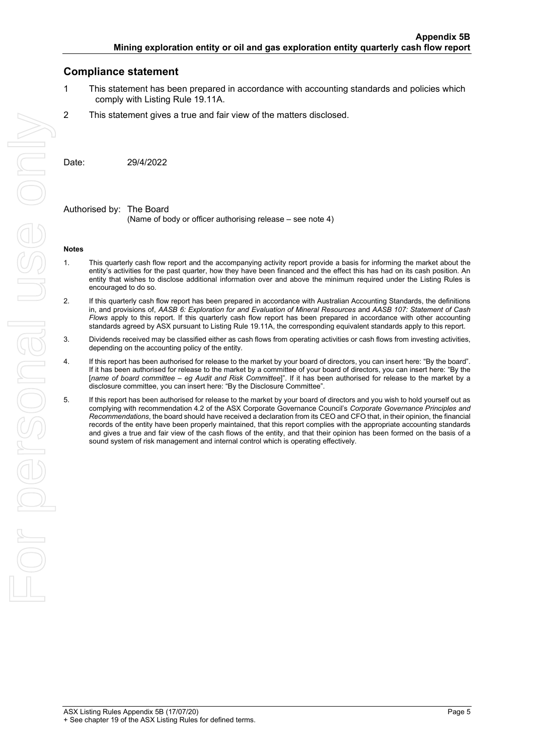## Compliance statement

1. This statement has been prepared in accordance with accounting standards and policies which comply with Listing Rule 19.11A.
2. This statement gives a true and fair view of the matters disclosed.

Date: 29/4/2022

Authorised by: The Board
(Name of body or officer authorising release – see note 4)

**Notes**

1. This quarterly cash flow report and the accompanying activity report provide a basis for informing the market about the entity's activities for the past quarter, how they have been financed and the effect this has had on its cash position. An entity that wishes to disclose additional information over and above the minimum required under the Listing Rules is encouraged to do so.
2. If this quarterly cash flow report has been prepared in accordance with Australian Accounting Standards, the definitions in, and provisions of, *AASB 6: Exploration for and Evaluation of Mineral Resources* and *AASB 107: Statement of Cash Flows* apply to this report. If this quarterly cash flow report has been prepared in accordance with other accounting standards agreed by ASX pursuant to Listing Rule 19.11A, the corresponding equivalent standards apply to this report.
3. Dividends received may be classified either as cash flows from operating activities or cash flows from investing activities, depending on the accounting policy of the entity.
4. If this report has been authorised for release to the market by your board of directors, you can insert here: "By the board". If it has been authorised for release to the market by a committee of your board of directors, you can insert here: "By the [*name of board committee – eg Audit and Risk Committee*]". If it has been authorised for release to the market by a disclosure committee, you can insert here: "By the Disclosure Committee".
5. If this report has been authorised for release to the market by your board of directors and you wish to hold yourself out as complying with recommendation 4.2 of the ASX Corporate Governance Council's *Corporate Governance Principles and Recommendations*, the board should have received a declaration from its CEO and CFO that, in their opinion, the financial records of the entity have been properly maintained, that this report complies with the appropriate accounting standards and gives a true and fair view of the cash flows of the entity, and that their opinion has been formed on the basis of a sound system of risk management and internal control which is operating effectively.